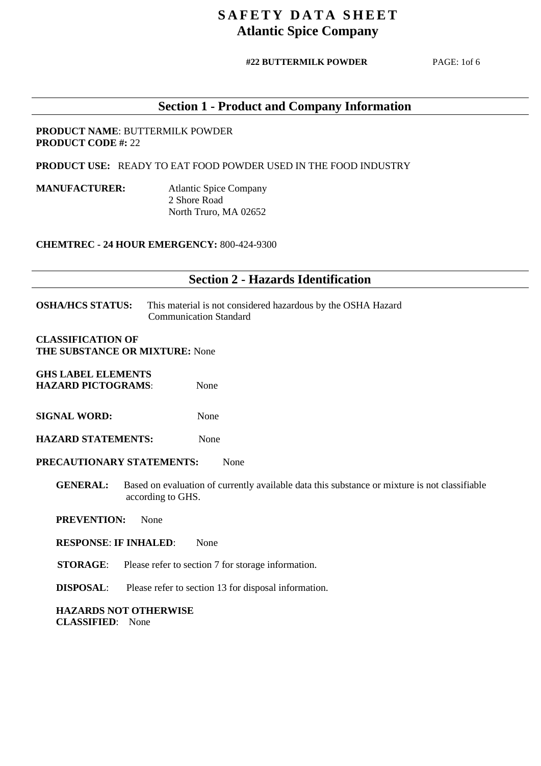# SAFETY DATA SHEET
# Atlantic Spice Company

**#22 BUTTERMILK POWDER**

## Section 1 - Product and Company Information

**PRODUCT NAME**: BUTTERMILK POWDER
**PRODUCT CODE #:** 22

**PRODUCT USE:** READY TO EAT FOOD POWDER USED IN THE FOOD INDUSTRY

**MANUFACTURER:** Atlantic Spice Company
2 Shore Road
North Truro, MA 02652

**CHEMTREC - 24 HOUR EMERGENCY:** 800-424-9300

## Section 2 - Hazards Identification

**OSHA/HCS STATUS:** This material is not considered hazardous by the OSHA Hazard Communication Standard

**CLASSIFICATION OF THE SUBSTANCE OR MIXTURE:** None

**GHS LABEL ELEMENTS**
**HAZARD PICTOGRAMS**: None

**SIGNAL WORD:** None

**HAZARD STATEMENTS:** None

**PRECAUTIONARY STATEMENTS:** None

**GENERAL:** Based on evaluation of currently available data this substance or mixture is not classifiable according to GHS.

**PREVENTION:** None

**RESPONSE**: **IF INHALED**: None

**STORAGE**: Please refer to section 7 for storage information.

**DISPOSAL**: Please refer to section 13 for disposal information.

**HAZARDS NOT OTHERWISE CLASSIFIED**: None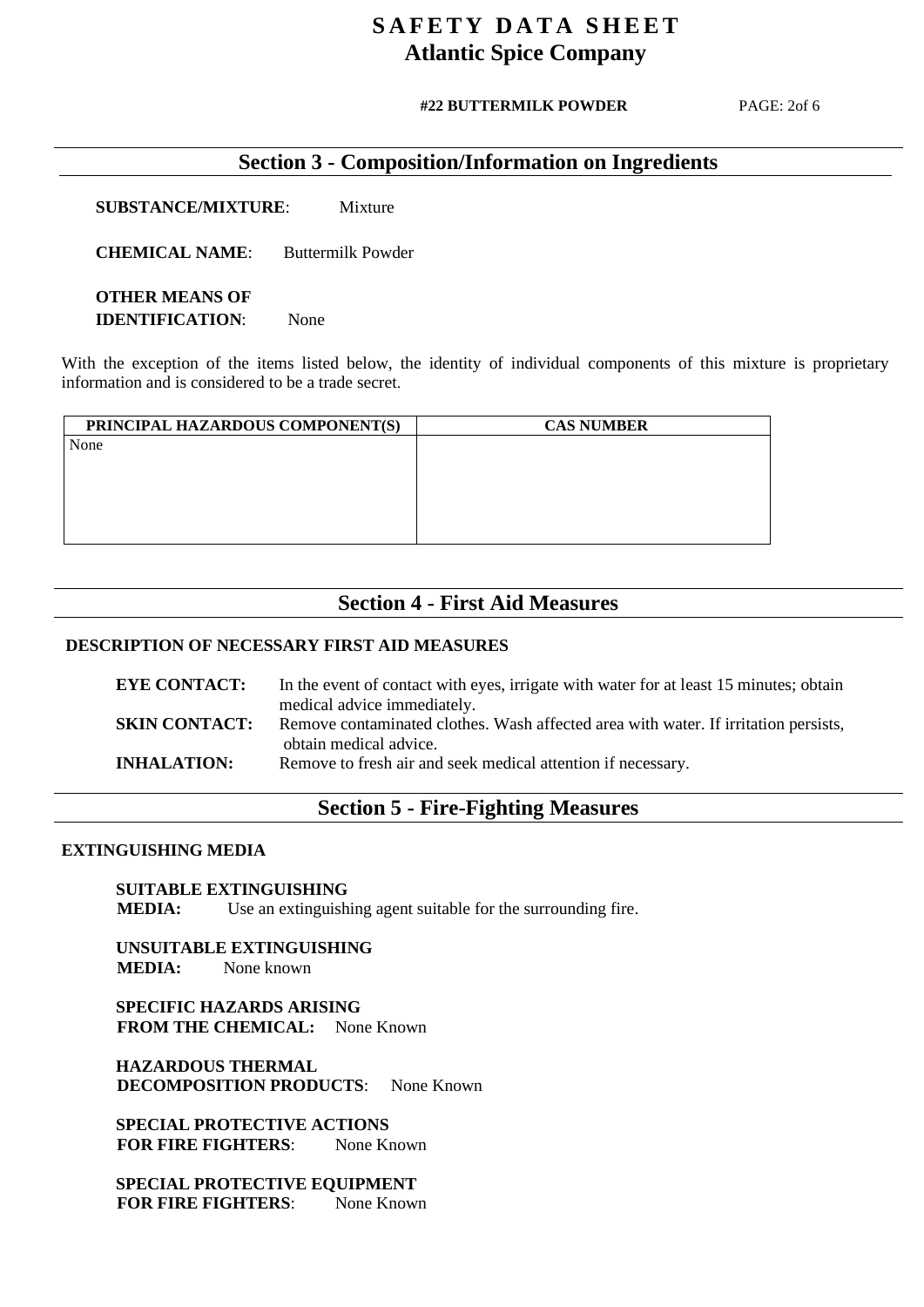## Section 3 - Composition/Information on Ingredients

**SUBSTANCE/MIXTURE**: Mixture

**CHEMICAL NAME**: Buttermilk Powder

**OTHER MEANS OF IDENTIFICATION**: None

With the exception of the items listed below, the identity of individual components of this mixture is proprietary information and is considered to be a trade secret.

| PRINCIPAL HAZARDOUS COMPONENT(S) | CAS NUMBER |
|---|---|
| None | |

## Section 4 - First Aid Measures

**DESCRIPTION OF NECESSARY FIRST AID MEASURES**

**EYE CONTACT:** In the event of contact with eyes, irrigate with water for at least 15 minutes; obtain medical advice immediately.

**SKIN CONTACT:** Remove contaminated clothes. Wash affected area with water. If irritation persists, obtain medical advice.

**INHALATION:** Remove to fresh air and seek medical attention if necessary.

## Section 5 - Fire-Fighting Measures

**EXTINGUISHING MEDIA**

**SUITABLE EXTINGUISHING MEDIA:** Use an extinguishing agent suitable for the surrounding fire.

**UNSUITABLE EXTINGUISHING MEDIA:** None known

**SPECIFIC HAZARDS ARISING FROM THE CHEMICAL:** None Known

**HAZARDOUS THERMAL DECOMPOSITION PRODUCTS**: None Known

**SPECIAL PROTECTIVE ACTIONS FOR FIRE FIGHTERS**: None Known

**SPECIAL PROTECTIVE EQUIPMENT FOR FIRE FIGHTERS**: None Known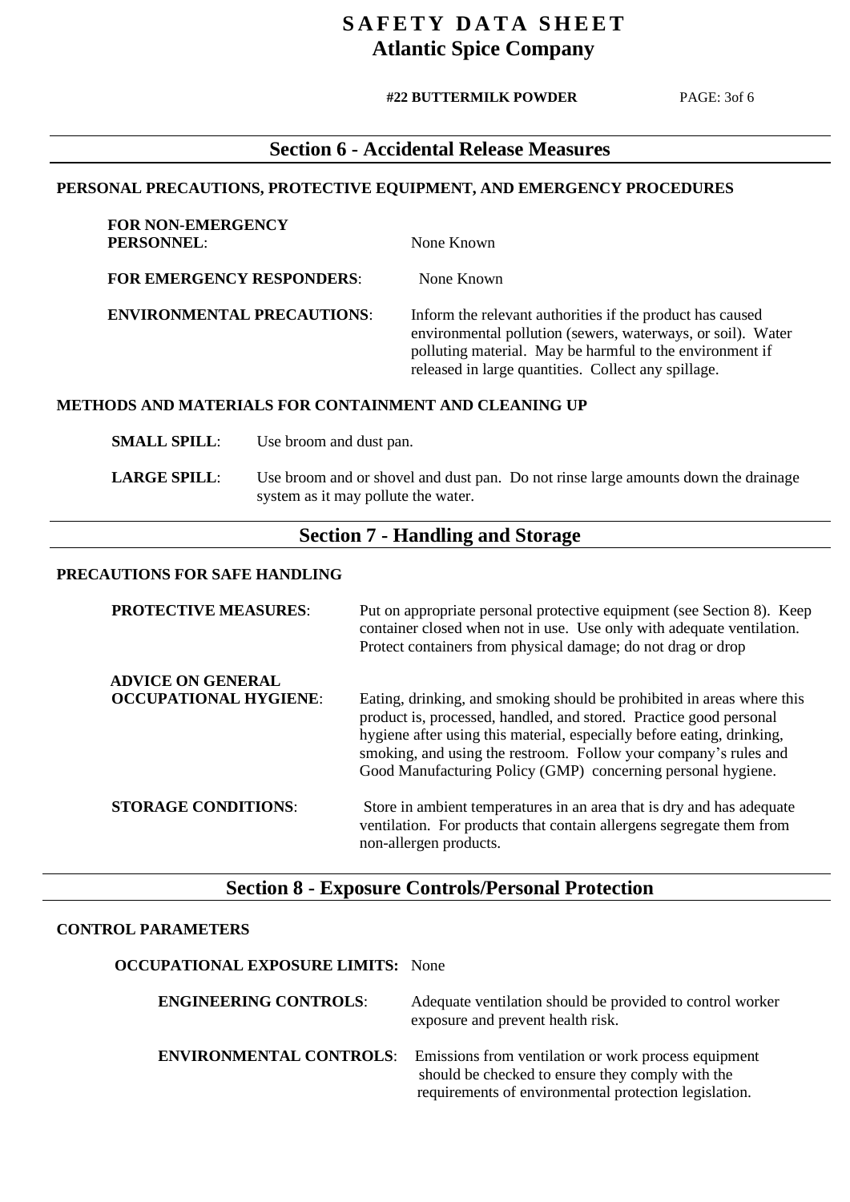## Section 6 - Accidental Release Measures

### PERSONAL PRECAUTIONS, PROTECTIVE EQUIPMENT, AND EMERGENCY PROCEDURES

**FOR NON-EMERGENCY PERSONNEL**: None Known

**FOR EMERGENCY RESPONDERS**: None Known

**ENVIRONMENTAL PRECAUTIONS**: Inform the relevant authorities if the product has caused environmental pollution (sewers, waterways, or soil). Water polluting material. May be harmful to the environment if released in large quantities. Collect any spillage.

### METHODS AND MATERIALS FOR CONTAINMENT AND CLEANING UP

**SMALL SPILL**: Use broom and dust pan.

**LARGE SPILL**: Use broom and or shovel and dust pan. Do not rinse large amounts down the drainage system as it may pollute the water.

## Section 7 - Handling and Storage

### PRECAUTIONS FOR SAFE HANDLING

**PROTECTIVE MEASURES**: Put on appropriate personal protective equipment (see Section 8). Keep container closed when not in use. Use only with adequate ventilation. Protect containers from physical damage; do not drag or drop

**ADVICE ON GENERAL OCCUPATIONAL HYGIENE**: Eating, drinking, and smoking should be prohibited in areas where this product is, processed, handled, and stored. Practice good personal hygiene after using this material, especially before eating, drinking, smoking, and using the restroom. Follow your company's rules and Good Manufacturing Policy (GMP) concerning personal hygiene.

**STORAGE CONDITIONS**: Store in ambient temperatures in an area that is dry and has adequate ventilation. For products that contain allergens segregate them from non-allergen products.

## Section 8 - Exposure Controls/Personal Protection

### CONTROL PARAMETERS

**OCCUPATIONAL EXPOSURE LIMITS:** None

**ENGINEERING CONTROLS**: Adequate ventilation should be provided to control worker exposure and prevent health risk.

**ENVIRONMENTAL CONTROLS**: Emissions from ventilation or work process equipment should be checked to ensure they comply with the requirements of environmental protection legislation.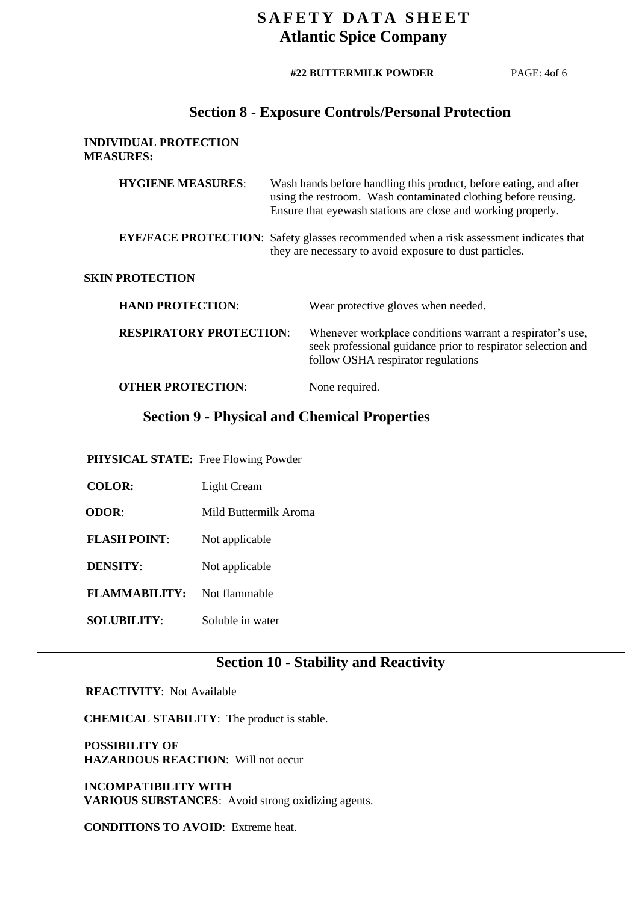## Section 8 - Exposure Controls/Personal Protection

**INDIVIDUAL PROTECTION MEASURES:**

**HYGIENE MEASURES**: Wash hands before handling this product, before eating, and after using the restroom. Wash contaminated clothing before reusing. Ensure that eyewash stations are close and working properly.

**EYE/FACE PROTECTION**: Safety glasses recommended when a risk assessment indicates that they are necessary to avoid exposure to dust particles.

**SKIN PROTECTION**

**HAND PROTECTION**: Wear protective gloves when needed.

**RESPIRATORY PROTECTION**: Whenever workplace conditions warrant a respirator's use, seek professional guidance prior to respirator selection and follow OSHA respirator regulations

**OTHER PROTECTION**: None required.

## Section 9 - Physical and Chemical Properties

**PHYSICAL STATE:** Free Flowing Powder

**COLOR:** Light Cream

**ODOR**: Mild Buttermilk Aroma

**FLASH POINT**: Not applicable

**DENSITY**: Not applicable

**FLAMMABILITY:** Not flammable

**SOLUBILITY**: Soluble in water

## Section 10 - Stability and Reactivity

**REACTIVITY**: Not Available

**CHEMICAL STABILITY**: The product is stable.

**POSSIBILITY OF HAZARDOUS REACTION**: Will not occur

**INCOMPATIBILITY WITH VARIOUS SUBSTANCES**: Avoid strong oxidizing agents.

**CONDITIONS TO AVOID**: Extreme heat.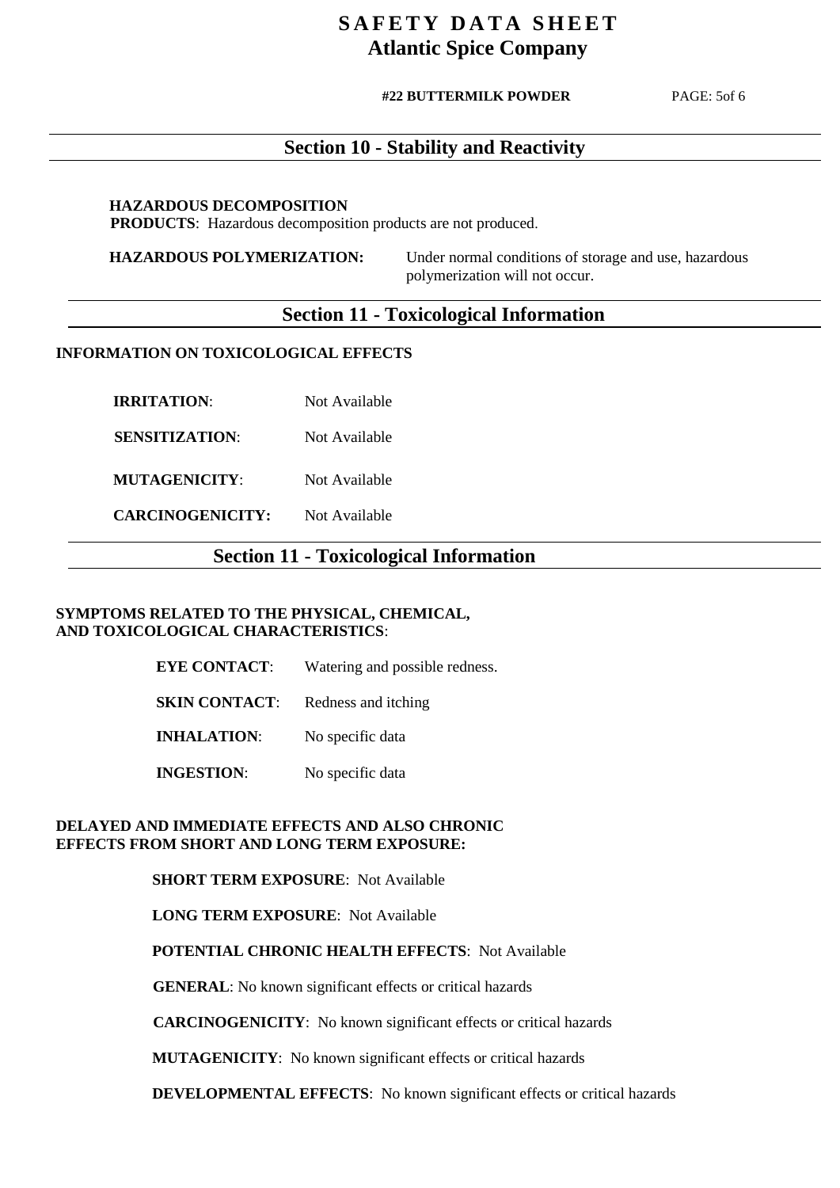## Section 10 - Stability and Reactivity

**HAZARDOUS DECOMPOSITION PRODUCTS**: Hazardous decomposition products are not produced.

**HAZARDOUS POLYMERIZATION:** Under normal conditions of storage and use, hazardous polymerization will not occur.

## Section 11 - Toxicological Information

**INFORMATION ON TOXICOLOGICAL EFFECTS**

**IRRITATION**: Not Available

**SENSITIZATION**: Not Available

**MUTAGENICITY**: Not Available

**CARCINOGENICITY:** Not Available

## Section 11 - Toxicological Information

**SYMPTOMS RELATED TO THE PHYSICAL, CHEMICAL, AND TOXICOLOGICAL CHARACTERISTICS**:

**EYE CONTACT**: Watering and possible redness.

**SKIN CONTACT**: Redness and itching

**INHALATION**: No specific data

**INGESTION**: No specific data

**DELAYED AND IMMEDIATE EFFECTS AND ALSO CHRONIC EFFECTS FROM SHORT AND LONG TERM EXPOSURE:**

**SHORT TERM EXPOSURE**: Not Available

**LONG TERM EXPOSURE**: Not Available

**POTENTIAL CHRONIC HEALTH EFFECTS**: Not Available

**GENERAL**: No known significant effects or critical hazards

**CARCINOGENICITY**: No known significant effects or critical hazards

**MUTAGENICITY**: No known significant effects or critical hazards

**DEVELOPMENTAL EFFECTS**: No known significant effects or critical hazards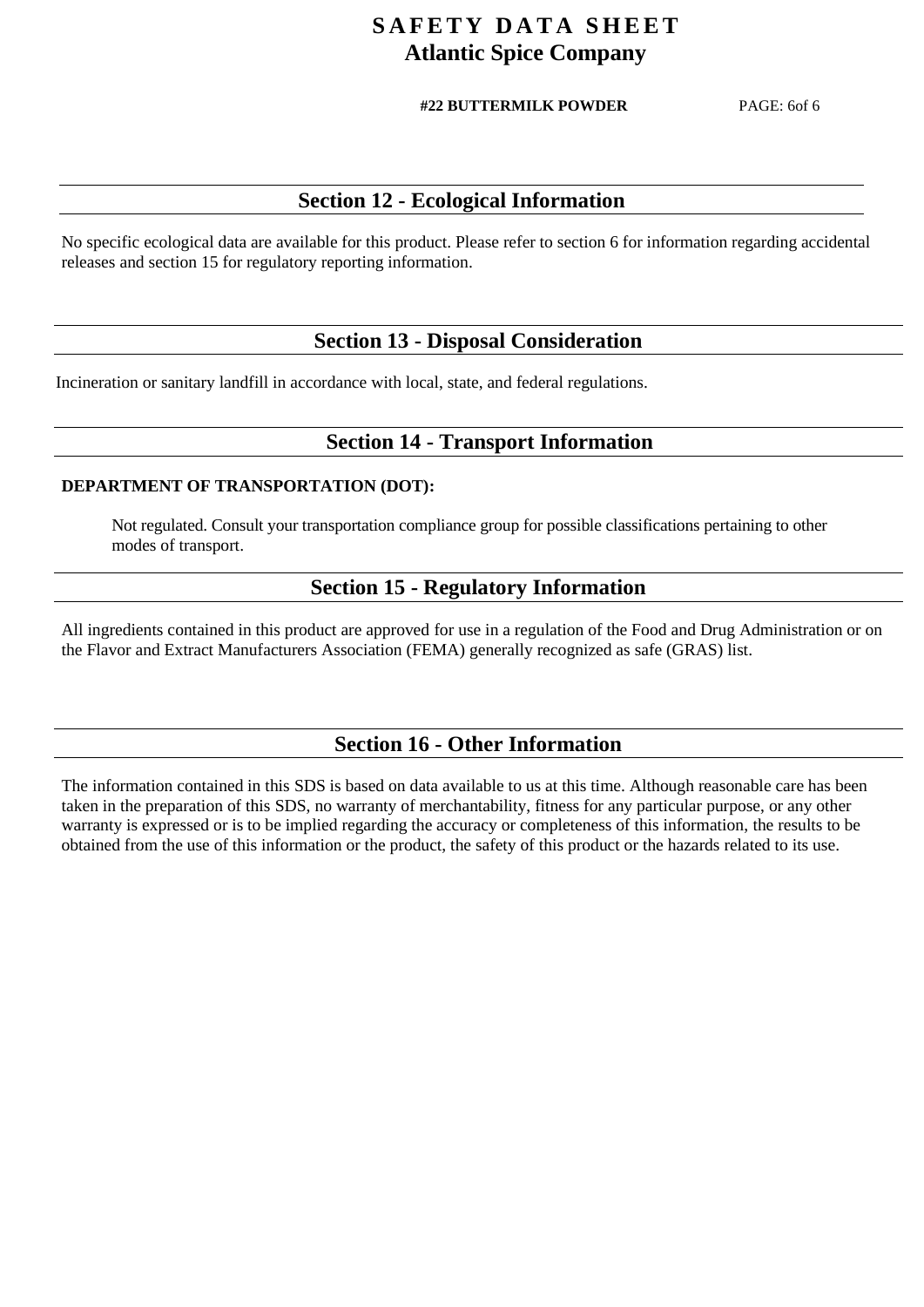## Section 12 - Ecological Information

No specific ecological data are available for this product. Please refer to section 6 for information regarding accidental releases and section 15 for regulatory reporting information.

## Section 13 - Disposal Consideration

Incineration or sanitary landfill in accordance with local, state, and federal regulations.

## Section 14 - Transport Information

**DEPARTMENT OF TRANSPORTATION (DOT):**

Not regulated. Consult your transportation compliance group for possible classifications pertaining to other modes of transport.

## Section 15 - Regulatory Information

All ingredients contained in this product are approved for use in a regulation of the Food and Drug Administration or on the Flavor and Extract Manufacturers Association (FEMA) generally recognized as safe (GRAS) list.

## Section 16 - Other Information

The information contained in this SDS is based on data available to us at this time. Although reasonable care has been taken in the preparation of this SDS, no warranty of merchantability, fitness for any particular purpose, or any other warranty is expressed or is to be implied regarding the accuracy or completeness of this information, the results to be obtained from the use of this information or the product, the safety of this product or the hazards related to its use.